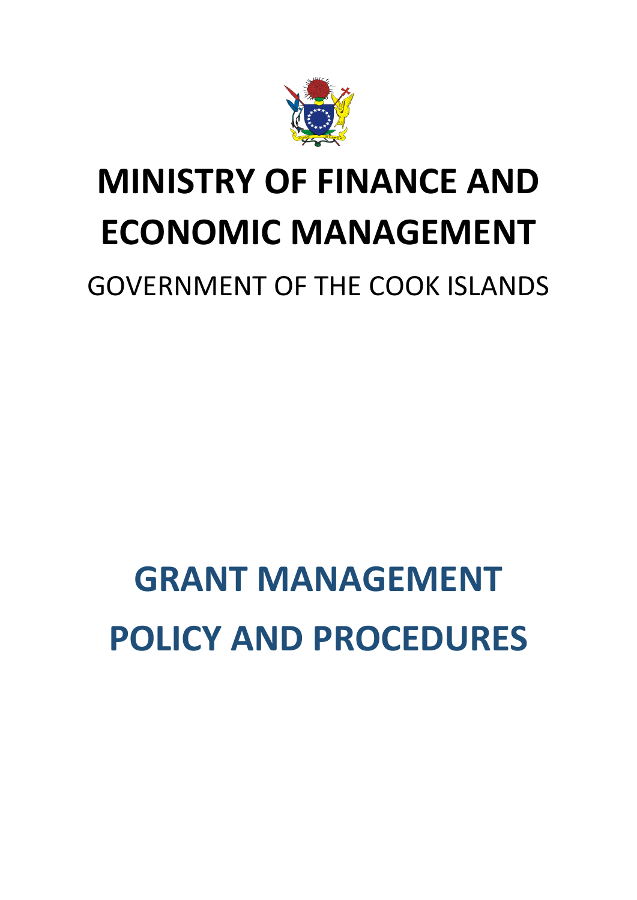# MINISTRY OF FINANCE AND ECONOMIC MANAGEMENT

GOVERNMENT OF THE COOK ISLANDS

# GRANT MANAGEMENT POLICY AND PROCEDURES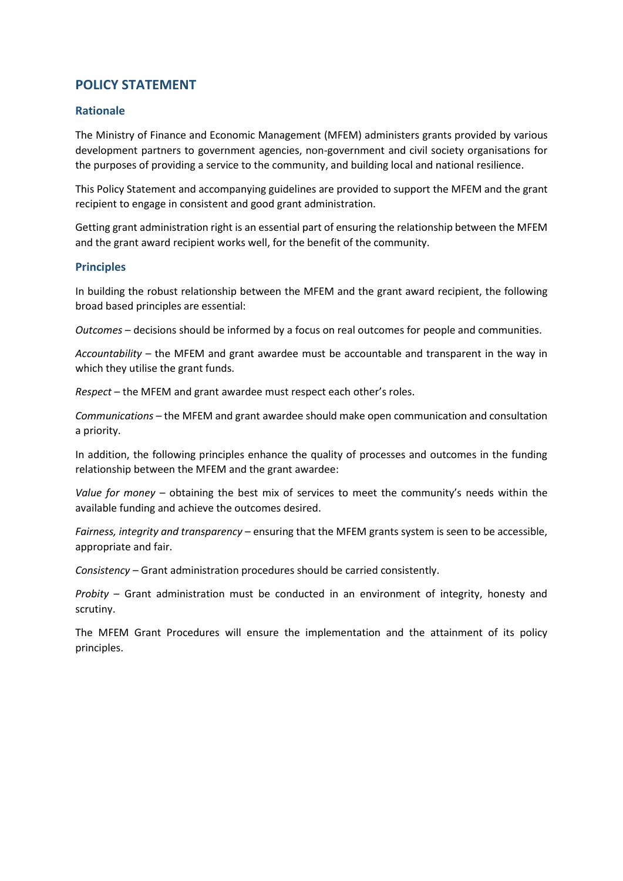# POLICY STATEMENT

## Rationale

The Ministry of Finance and Economic Management (MFEM) administers grants provided by various development partners to government agencies, non-government and civil society organisations for the purposes of providing a service to the community, and building local and national resilience.

This Policy Statement and accompanying guidelines are provided to support the MFEM and the grant recipient to engage in consistent and good grant administration.

Getting grant administration right is an essential part of ensuring the relationship between the MFEM and the grant award recipient works well, for the benefit of the community.

## Principles

In building the robust relationship between the MFEM and the grant award recipient, the following broad based principles are essential:

*Outcomes* – decisions should be informed by a focus on real outcomes for people and communities.

*Accountability* – the MFEM and grant awardee must be accountable and transparent in the way in which they utilise the grant funds.

*Respect* – the MFEM and grant awardee must respect each other's roles.

*Communications* – the MFEM and grant awardee should make open communication and consultation a priority.

In addition, the following principles enhance the quality of processes and outcomes in the funding relationship between the MFEM and the grant awardee:

*Value for money* – obtaining the best mix of services to meet the community's needs within the available funding and achieve the outcomes desired.

*Fairness, integrity and transparency* – ensuring that the MFEM grants system is seen to be accessible, appropriate and fair.

*Consistency* – Grant administration procedures should be carried consistently.

*Probity* – Grant administration must be conducted in an environment of integrity, honesty and scrutiny.

The MFEM Grant Procedures will ensure the implementation and the attainment of its policy principles.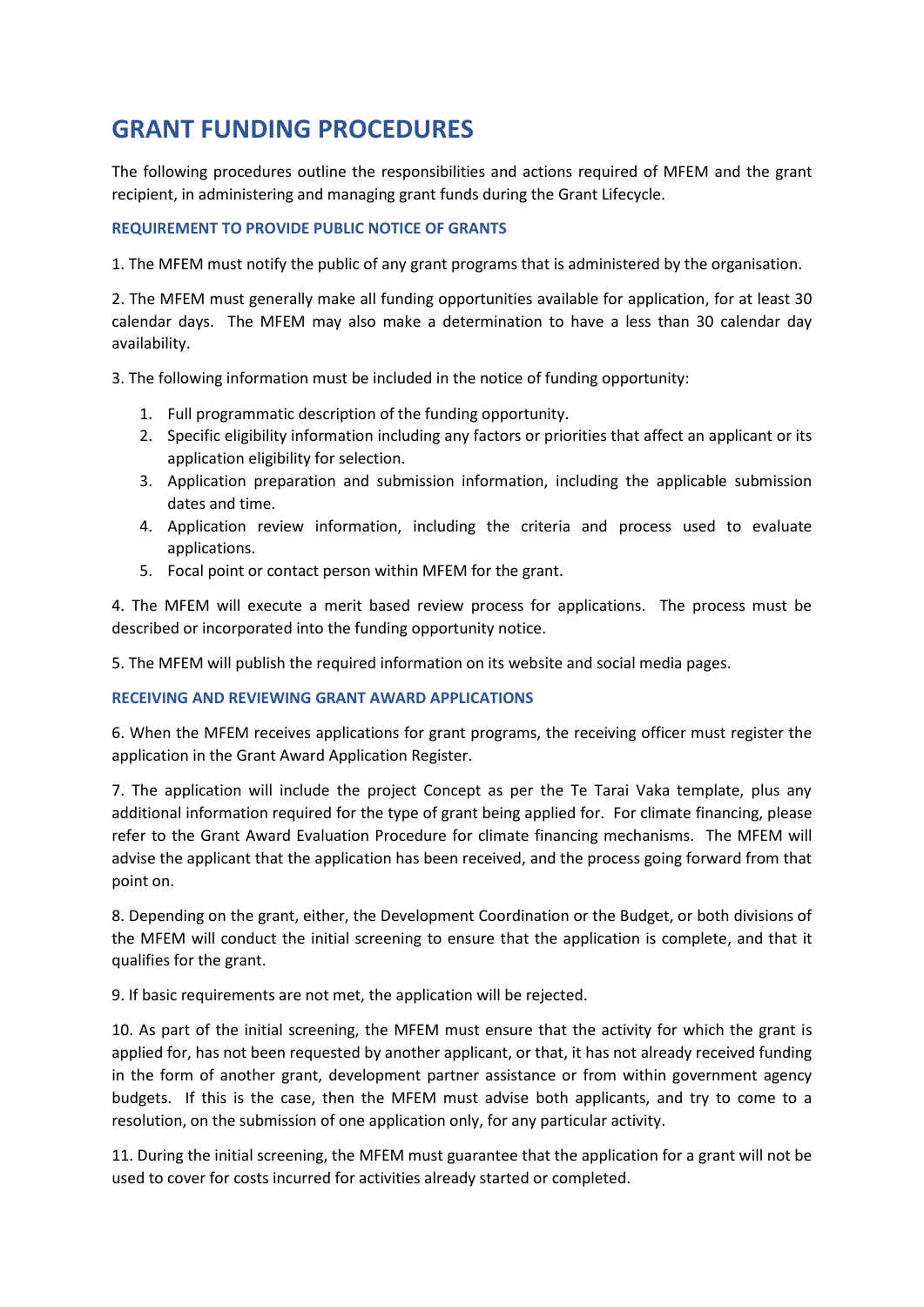# GRANT FUNDING PROCEDURES

The following procedures outline the responsibilities and actions required of MFEM and the grant recipient, in administering and managing grant funds during the Grant Lifecycle.

### REQUIREMENT TO PROVIDE PUBLIC NOTICE OF GRANTS

1. The MFEM must notify the public of any grant programs that is administered by the organisation.

2. The MFEM must generally make all funding opportunities available for application, for at least 30 calendar days. The MFEM may also make a determination to have a less than 30 calendar day availability.

3. The following information must be included in the notice of funding opportunity:

   1. Full programmatic description of the funding opportunity.
   2. Specific eligibility information including any factors or priorities that affect an applicant or its application eligibility for selection.
   3. Application preparation and submission information, including the applicable submission dates and time.
   4. Application review information, including the criteria and process used to evaluate applications.
   5. Focal point or contact person within MFEM for the grant.

4. The MFEM will execute a merit based review process for applications. The process must be described or incorporated into the funding opportunity notice.

5. The MFEM will publish the required information on its website and social media pages.

### RECEIVING AND REVIEWING GRANT AWARD APPLICATIONS

6. When the MFEM receives applications for grant programs, the receiving officer must register the application in the Grant Award Application Register.

7. The application will include the project Concept as per the Te Tarai Vaka template, plus any additional information required for the type of grant being applied for. For climate financing, please refer to the Grant Award Evaluation Procedure for climate financing mechanisms. The MFEM will advise the applicant that the application has been received, and the process going forward from that point on.

8. Depending on the grant, either, the Development Coordination or the Budget, or both divisions of the MFEM will conduct the initial screening to ensure that the application is complete, and that it qualifies for the grant.

9. If basic requirements are not met, the application will be rejected.

10. As part of the initial screening, the MFEM must ensure that the activity for which the grant is applied for, has not been requested by another applicant, or that, it has not already received funding in the form of another grant, development partner assistance or from within government agency budgets. If this is the case, then the MFEM must advise both applicants, and try to come to a resolution, on the submission of one application only, for any particular activity.

11. During the initial screening, the MFEM must guarantee that the application for a grant will not be used to cover for costs incurred for activities already started or completed.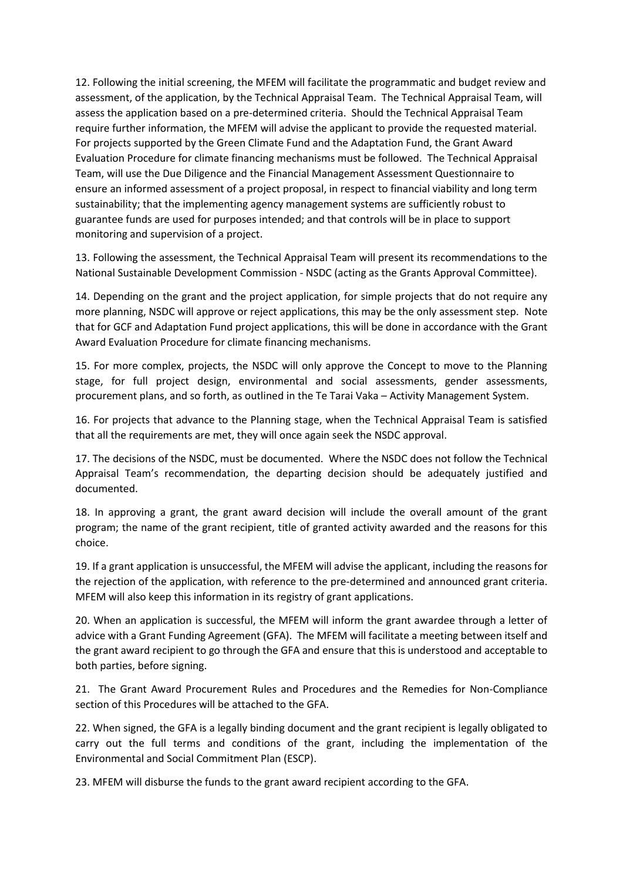12. Following the initial screening, the MFEM will facilitate the programmatic and budget review and assessment, of the application, by the Technical Appraisal Team. The Technical Appraisal Team, will assess the application based on a pre-determined criteria. Should the Technical Appraisal Team require further information, the MFEM will advise the applicant to provide the requested material. For projects supported by the Green Climate Fund and the Adaptation Fund, the Grant Award Evaluation Procedure for climate financing mechanisms must be followed. The Technical Appraisal Team, will use the Due Diligence and the Financial Management Assessment Questionnaire to ensure an informed assessment of a project proposal, in respect to financial viability and long term sustainability; that the implementing agency management systems are sufficiently robust to guarantee funds are used for purposes intended; and that controls will be in place to support monitoring and supervision of a project.

13. Following the assessment, the Technical Appraisal Team will present its recommendations to the National Sustainable Development Commission - NSDC (acting as the Grants Approval Committee).

14. Depending on the grant and the project application, for simple projects that do not require any more planning, NSDC will approve or reject applications, this may be the only assessment step. Note that for GCF and Adaptation Fund project applications, this will be done in accordance with the Grant Award Evaluation Procedure for climate financing mechanisms.

15. For more complex, projects, the NSDC will only approve the Concept to move to the Planning stage, for full project design, environmental and social assessments, gender assessments, procurement plans, and so forth, as outlined in the Te Tarai Vaka – Activity Management System.

16. For projects that advance to the Planning stage, when the Technical Appraisal Team is satisfied that all the requirements are met, they will once again seek the NSDC approval.

17. The decisions of the NSDC, must be documented. Where the NSDC does not follow the Technical Appraisal Team's recommendation, the departing decision should be adequately justified and documented.

18. In approving a grant, the grant award decision will include the overall amount of the grant program; the name of the grant recipient, title of granted activity awarded and the reasons for this choice.

19. If a grant application is unsuccessful, the MFEM will advise the applicant, including the reasons for the rejection of the application, with reference to the pre-determined and announced grant criteria. MFEM will also keep this information in its registry of grant applications.

20. When an application is successful, the MFEM will inform the grant awardee through a letter of advice with a Grant Funding Agreement (GFA). The MFEM will facilitate a meeting between itself and the grant award recipient to go through the GFA and ensure that this is understood and acceptable to both parties, before signing.

21. The Grant Award Procurement Rules and Procedures and the Remedies for Non-Compliance section of this Procedures will be attached to the GFA.

22. When signed, the GFA is a legally binding document and the grant recipient is legally obligated to carry out the full terms and conditions of the grant, including the implementation of the Environmental and Social Commitment Plan (ESCP).

23. MFEM will disburse the funds to the grant award recipient according to the GFA.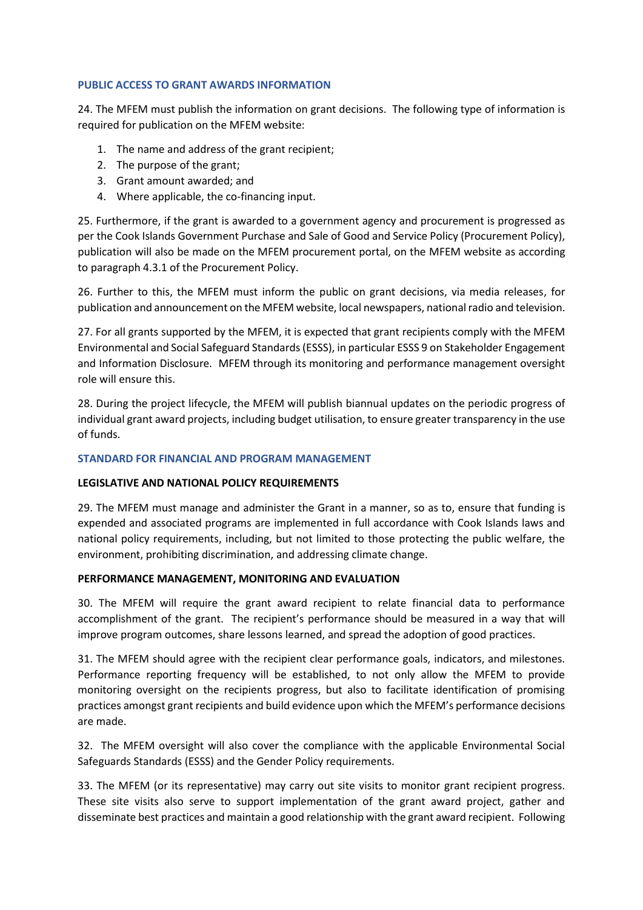## PUBLIC ACCESS TO GRANT AWARDS INFORMATION

24. The MFEM must publish the information on grant decisions. The following type of information is required for publication on the MFEM website:

1. The name and address of the grant recipient;
2. The purpose of the grant;
3. Grant amount awarded; and
4. Where applicable, the co-financing input.

25. Furthermore, if the grant is awarded to a government agency and procurement is progressed as per the Cook Islands Government Purchase and Sale of Good and Service Policy (Procurement Policy), publication will also be made on the MFEM procurement portal, on the MFEM website as according to paragraph 4.3.1 of the Procurement Policy.

26. Further to this, the MFEM must inform the public on grant decisions, via media releases, for publication and announcement on the MFEM website, local newspapers, national radio and television.

27. For all grants supported by the MFEM, it is expected that grant recipients comply with the MFEM Environmental and Social Safeguard Standards (ESSS), in particular ESSS 9 on Stakeholder Engagement and Information Disclosure. MFEM through its monitoring and performance management oversight role will ensure this.

28. During the project lifecycle, the MFEM will publish biannual updates on the periodic progress of individual grant award projects, including budget utilisation, to ensure greater transparency in the use of funds.

## STANDARD FOR FINANCIAL AND PROGRAM MANAGEMENT

### LEGISLATIVE AND NATIONAL POLICY REQUIREMENTS

29. The MFEM must manage and administer the Grant in a manner, so as to, ensure that funding is expended and associated programs are implemented in full accordance with Cook Islands laws and national policy requirements, including, but not limited to those protecting the public welfare, the environment, prohibiting discrimination, and addressing climate change.

### PERFORMANCE MANAGEMENT, MONITORING AND EVALUATION

30. The MFEM will require the grant award recipient to relate financial data to performance accomplishment of the grant. The recipient's performance should be measured in a way that will improve program outcomes, share lessons learned, and spread the adoption of good practices.

31. The MFEM should agree with the recipient clear performance goals, indicators, and milestones. Performance reporting frequency will be established, to not only allow the MFEM to provide monitoring oversight on the recipients progress, but also to facilitate identification of promising practices amongst grant recipients and build evidence upon which the MFEM's performance decisions are made.

32. The MFEM oversight will also cover the compliance with the applicable Environmental Social Safeguards Standards (ESSS) and the Gender Policy requirements.

33. The MFEM (or its representative) may carry out site visits to monitor grant recipient progress. These site visits also serve to support implementation of the grant award project, gather and disseminate best practices and maintain a good relationship with the grant award recipient. Following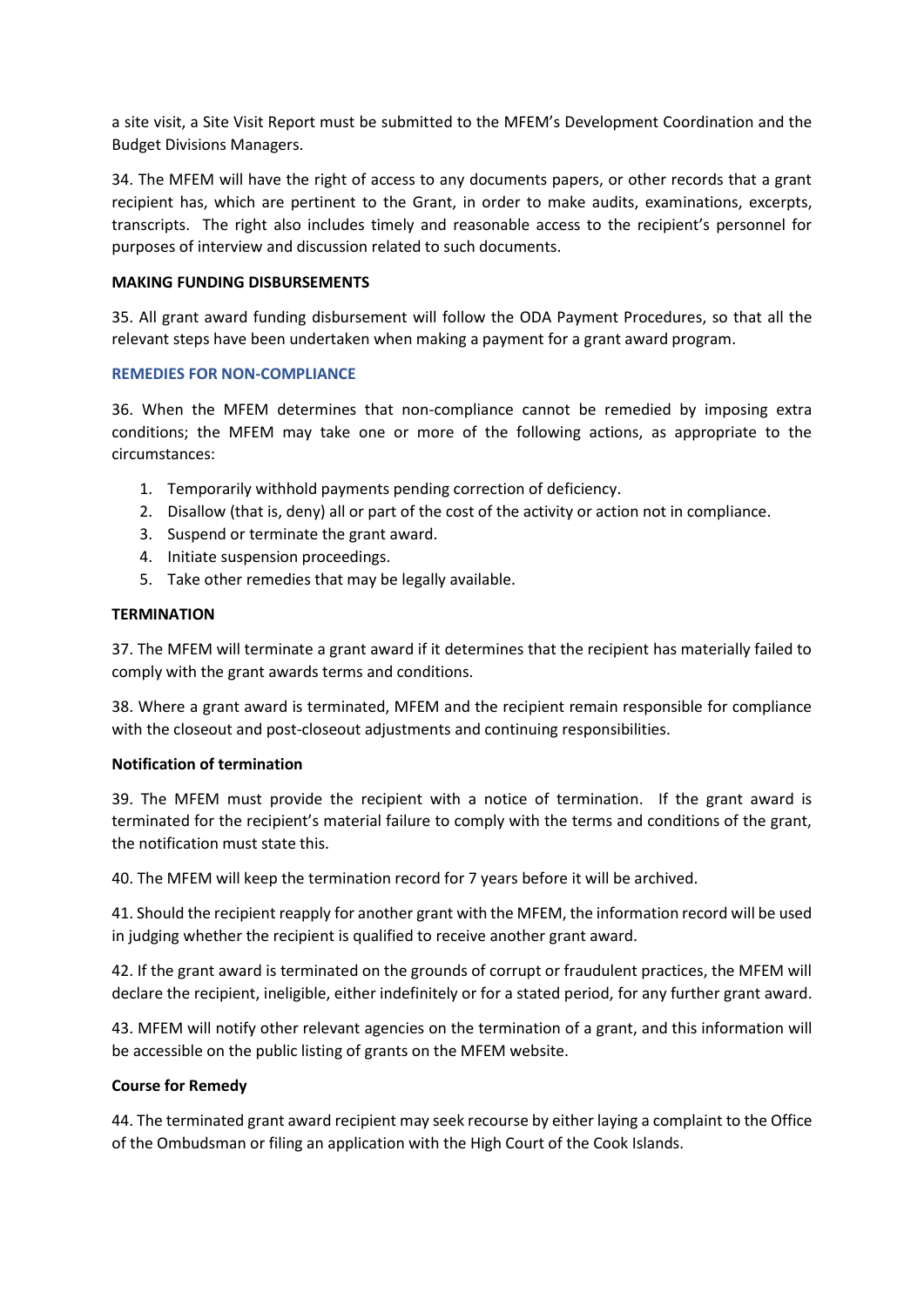a site visit, a Site Visit Report must be submitted to the MFEM's Development Coordination and the Budget Divisions Managers.

34. The MFEM will have the right of access to any documents papers, or other records that a grant recipient has, which are pertinent to the Grant, in order to make audits, examinations, excerpts, transcripts. The right also includes timely and reasonable access to the recipient's personnel for purposes of interview and discussion related to such documents.

**MAKING FUNDING DISBURSEMENTS**

35. All grant award funding disbursement will follow the ODA Payment Procedures, so that all the relevant steps have been undertaken when making a payment for a grant award program.

**REMEDIES FOR NON-COMPLIANCE**

36. When the MFEM determines that non-compliance cannot be remedied by imposing extra conditions; the MFEM may take one or more of the following actions, as appropriate to the circumstances:

1. Temporarily withhold payments pending correction of deficiency.
2. Disallow (that is, deny) all or part of the cost of the activity or action not in compliance.
3. Suspend or terminate the grant award.
4. Initiate suspension proceedings.
5. Take other remedies that may be legally available.

**TERMINATION**

37. The MFEM will terminate a grant award if it determines that the recipient has materially failed to comply with the grant awards terms and conditions.

38. Where a grant award is terminated, MFEM and the recipient remain responsible for compliance with the closeout and post-closeout adjustments and continuing responsibilities.

**Notification of termination**

39. The MFEM must provide the recipient with a notice of termination. If the grant award is terminated for the recipient's material failure to comply with the terms and conditions of the grant, the notification must state this.

40. The MFEM will keep the termination record for 7 years before it will be archived.

41. Should the recipient reapply for another grant with the MFEM, the information record will be used in judging whether the recipient is qualified to receive another grant award.

42. If the grant award is terminated on the grounds of corrupt or fraudulent practices, the MFEM will declare the recipient, ineligible, either indefinitely or for a stated period, for any further grant award.

43. MFEM will notify other relevant agencies on the termination of a grant, and this information will be accessible on the public listing of grants on the MFEM website.

**Course for Remedy**

44. The terminated grant award recipient may seek recourse by either laying a complaint to the Office of the Ombudsman or filing an application with the High Court of the Cook Islands.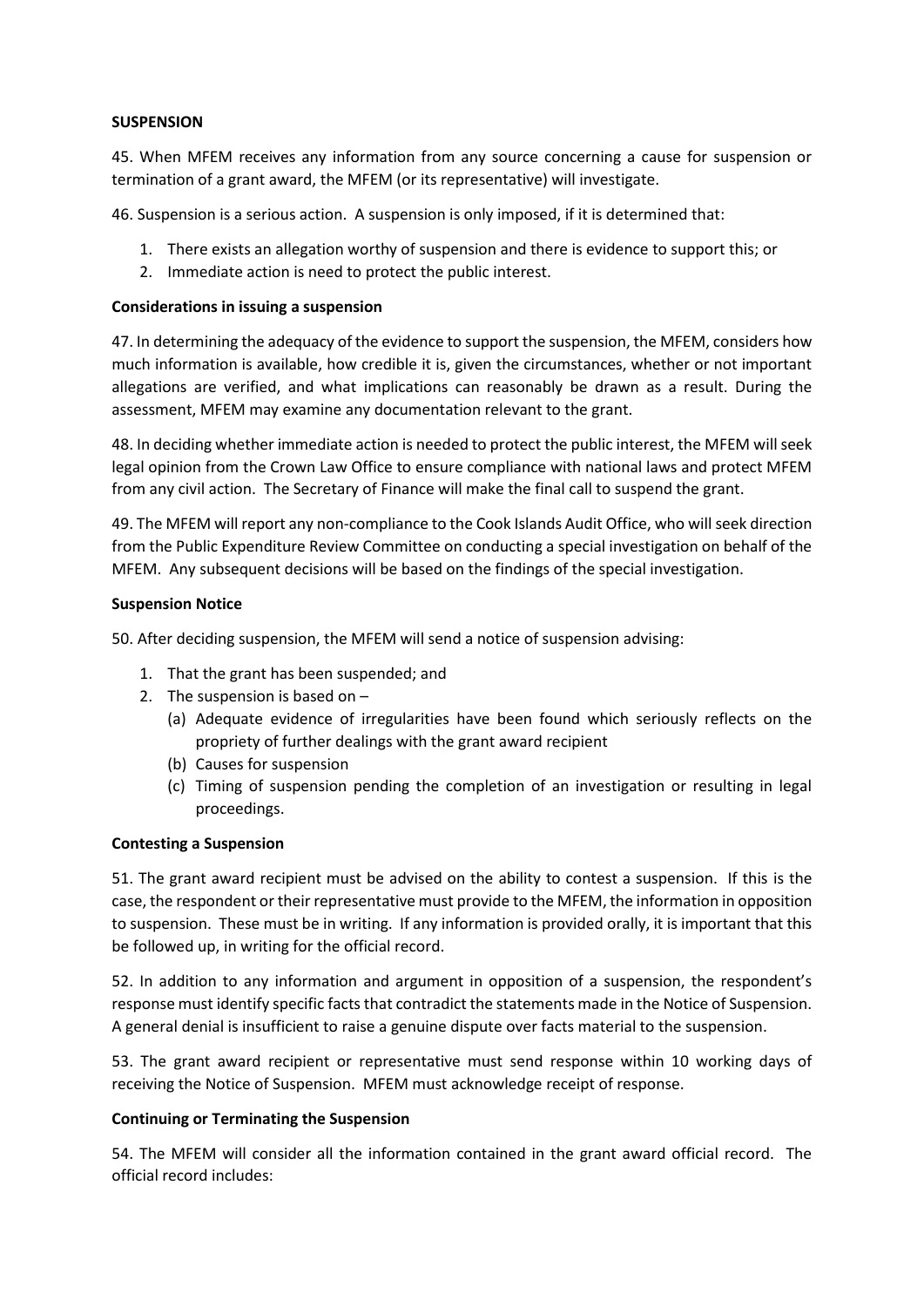**SUSPENSION**

45. When MFEM receives any information from any source concerning a cause for suspension or termination of a grant award, the MFEM (or its representative) will investigate.

46. Suspension is a serious action. A suspension is only imposed, if it is determined that:

1. There exists an allegation worthy of suspension and there is evidence to support this; or
2. Immediate action is need to protect the public interest.

**Considerations in issuing a suspension**

47. In determining the adequacy of the evidence to support the suspension, the MFEM, considers how much information is available, how credible it is, given the circumstances, whether or not important allegations are verified, and what implications can reasonably be drawn as a result. During the assessment, MFEM may examine any documentation relevant to the grant.

48. In deciding whether immediate action is needed to protect the public interest, the MFEM will seek legal opinion from the Crown Law Office to ensure compliance with national laws and protect MFEM from any civil action. The Secretary of Finance will make the final call to suspend the grant.

49. The MFEM will report any non-compliance to the Cook Islands Audit Office, who will seek direction from the Public Expenditure Review Committee on conducting a special investigation on behalf of the MFEM. Any subsequent decisions will be based on the findings of the special investigation.

**Suspension Notice**

50. After deciding suspension, the MFEM will send a notice of suspension advising:

1. That the grant has been suspended; and
2. The suspension is based on –
   (a) Adequate evidence of irregularities have been found which seriously reflects on the propriety of further dealings with the grant award recipient
   (b) Causes for suspension
   (c) Timing of suspension pending the completion of an investigation or resulting in legal proceedings.

**Contesting a Suspension**

51. The grant award recipient must be advised on the ability to contest a suspension. If this is the case, the respondent or their representative must provide to the MFEM, the information in opposition to suspension. These must be in writing. If any information is provided orally, it is important that this be followed up, in writing for the official record.

52. In addition to any information and argument in opposition of a suspension, the respondent's response must identify specific facts that contradict the statements made in the Notice of Suspension. A general denial is insufficient to raise a genuine dispute over facts material to the suspension.

53. The grant award recipient or representative must send response within 10 working days of receiving the Notice of Suspension. MFEM must acknowledge receipt of response.

**Continuing or Terminating the Suspension**

54. The MFEM will consider all the information contained in the grant award official record. The official record includes: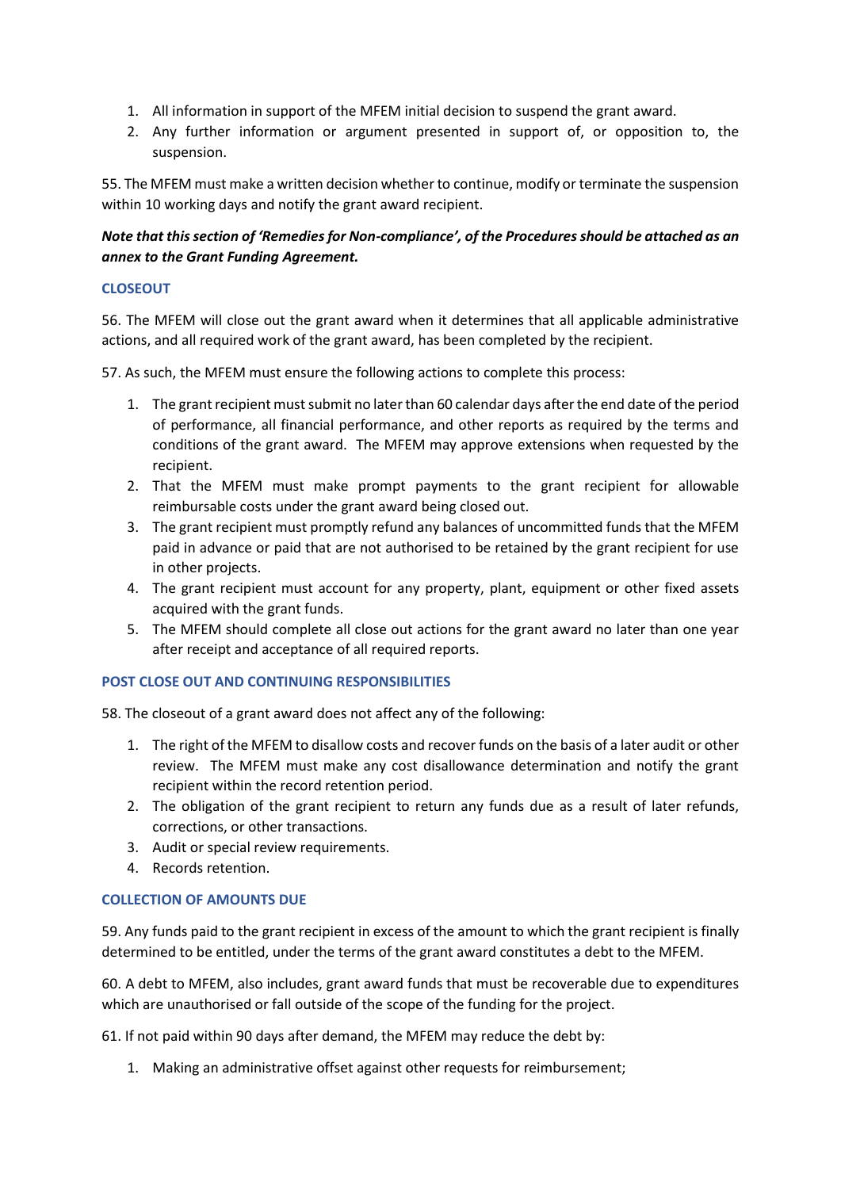1. All information in support of the MFEM initial decision to suspend the grant award.
2. Any further information or argument presented in support of, or opposition to, the suspension.

55. The MFEM must make a written decision whether to continue, modify or terminate the suspension within 10 working days and notify the grant award recipient.

***Note that this section of 'Remedies for Non-compliance', of the Procedures should be attached as an annex to the Grant Funding Agreement.***

### CLOSEOUT

56. The MFEM will close out the grant award when it determines that all applicable administrative actions, and all required work of the grant award, has been completed by the recipient.

57. As such, the MFEM must ensure the following actions to complete this process:

1. The grant recipient must submit no later than 60 calendar days after the end date of the period of performance, all financial performance, and other reports as required by the terms and conditions of the grant award. The MFEM may approve extensions when requested by the recipient.
2. That the MFEM must make prompt payments to the grant recipient for allowable reimbursable costs under the grant award being closed out.
3. The grant recipient must promptly refund any balances of uncommitted funds that the MFEM paid in advance or paid that are not authorised to be retained by the grant recipient for use in other projects.
4. The grant recipient must account for any property, plant, equipment or other fixed assets acquired with the grant funds.
5. The MFEM should complete all close out actions for the grant award no later than one year after receipt and acceptance of all required reports.

### POST CLOSE OUT AND CONTINUING RESPONSIBILITIES

58. The closeout of a grant award does not affect any of the following:

1. The right of the MFEM to disallow costs and recover funds on the basis of a later audit or other review. The MFEM must make any cost disallowance determination and notify the grant recipient within the record retention period.
2. The obligation of the grant recipient to return any funds due as a result of later refunds, corrections, or other transactions.
3. Audit or special review requirements.
4. Records retention.

### COLLECTION OF AMOUNTS DUE

59. Any funds paid to the grant recipient in excess of the amount to which the grant recipient is finally determined to be entitled, under the terms of the grant award constitutes a debt to the MFEM.

60. A debt to MFEM, also includes, grant award funds that must be recoverable due to expenditures which are unauthorised or fall outside of the scope of the funding for the project.

61. If not paid within 90 days after demand, the MFEM may reduce the debt by:

1. Making an administrative offset against other requests for reimbursement;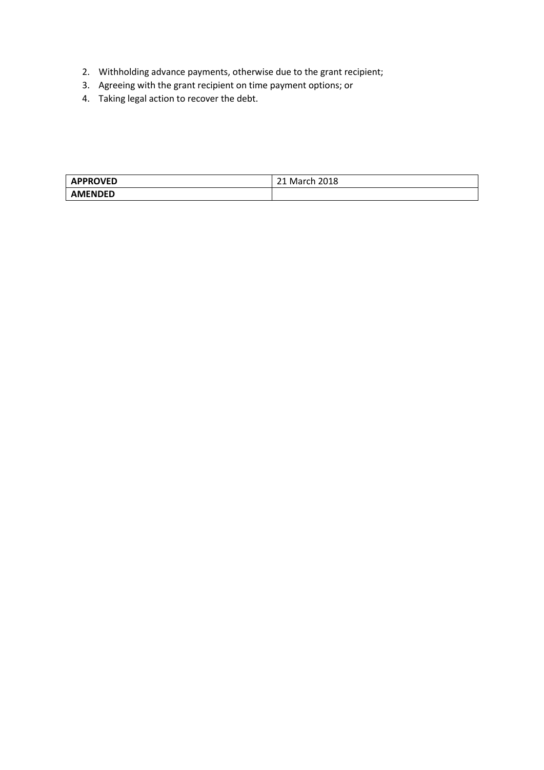2. Withholding advance payments, otherwise due to the grant recipient;
3. Agreeing with the grant recipient on time payment options; or
4. Taking legal action to recover the debt.

| | |
|---|---|
| **APPROVED** | 21 March 2018 |
| **AMENDED** | |